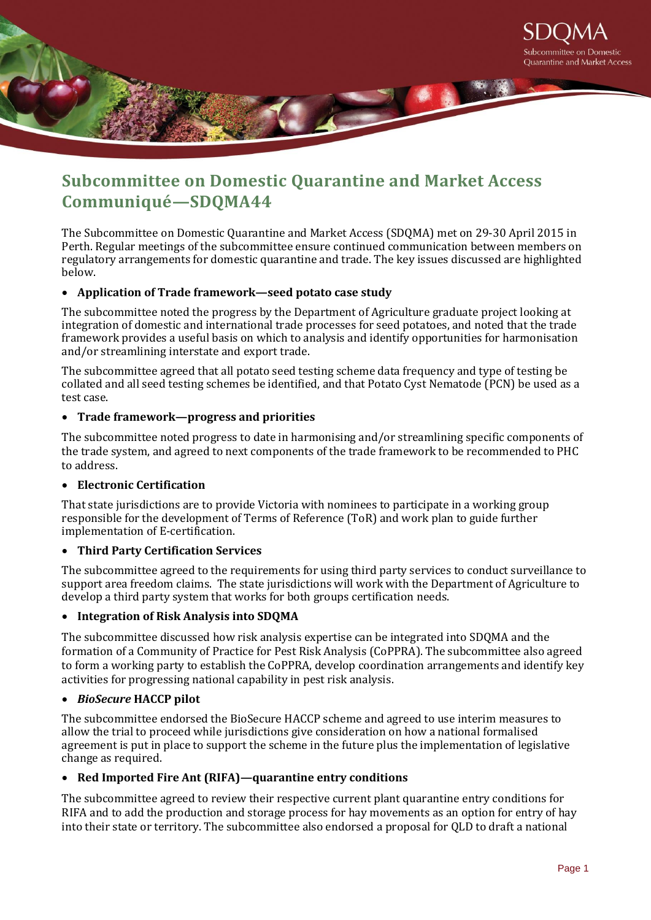# Subcommittee on Domestic Quarantine and Market Access Communiqué—SDQMA44

The Subcommittee on Domestic Quarantine and Market Access (SDQMA) met on 29-30 April 2015 in Perth. Regular meetings of the subcommittee ensure continued communication between members on regulatory arrangements for domestic quarantine and trade. The key issues discussed are highlighted below.

- **Application of Trade framework—seed potato case study**

The subcommittee noted the progress by the Department of Agriculture graduate project looking at integration of domestic and international trade processes for seed potatoes, and noted that the trade framework provides a useful basis on which to analysis and identify opportunities for harmonisation and/or streamlining interstate and export trade.

The subcommittee agreed that all potato seed testing scheme data frequency and type of testing be collated and all seed testing schemes be identified, and that Potato Cyst Nematode (PCN) be used as a test case.

- **Trade framework—progress and priorities**

The subcommittee noted progress to date in harmonising and/or streamlining specific components of the trade system, and agreed to next components of the trade framework to be recommended to PHC to address.

- **Electronic Certification**

That state jurisdictions are to provide Victoria with nominees to participate in a working group responsible for the development of Terms of Reference (ToR) and work plan to guide further implementation of E-certification.

- **Third Party Certification Services**

The subcommittee agreed to the requirements for using third party services to conduct surveillance to support area freedom claims. The state jurisdictions will work with the Department of Agriculture to develop a third party system that works for both groups certification needs.

- **Integration of Risk Analysis into SDQMA**

The subcommittee discussed how risk analysis expertise can be integrated into SDQMA and the formation of a Community of Practice for Pest Risk Analysis (CoPPRA). The subcommittee also agreed to form a working party to establish the CoPPRA, develop coordination arrangements and identify key activities for progressing national capability in pest risk analysis.

- ***BioSecure* HACCP pilot**

The subcommittee endorsed the BioSecure HACCP scheme and agreed to use interim measures to allow the trial to proceed while jurisdictions give consideration on how a national formalised agreement is put in place to support the scheme in the future plus the implementation of legislative change as required.

- **Red Imported Fire Ant (RIFA)—quarantine entry conditions**

The subcommittee agreed to review their respective current plant quarantine entry conditions for RIFA and to add the production and storage process for hay movements as an option for entry of hay into their state or territory. The subcommittee also endorsed a proposal for QLD to draft a national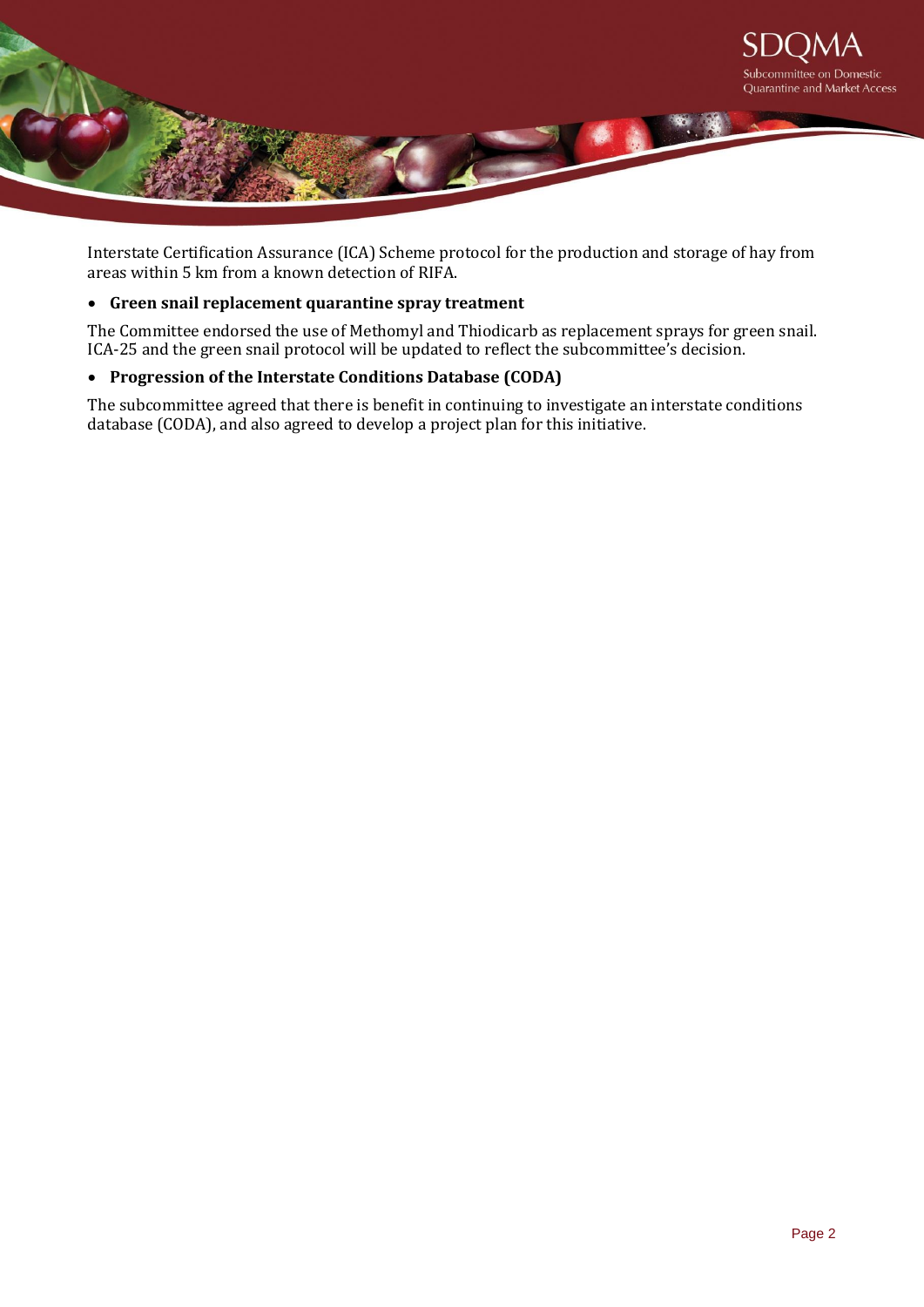Interstate Certification Assurance (ICA) Scheme protocol for the production and storage of hay from areas within 5 km from a known detection of RIFA.

- **Green snail replacement quarantine spray treatment**

The Committee endorsed the use of Methomyl and Thiodicarb as replacement sprays for green snail. ICA-25 and the green snail protocol will be updated to reflect the subcommittee's decision.

- **Progression of the Interstate Conditions Database (CODA)**

The subcommittee agreed that there is benefit in continuing to investigate an interstate conditions database (CODA), and also agreed to develop a project plan for this initiative.